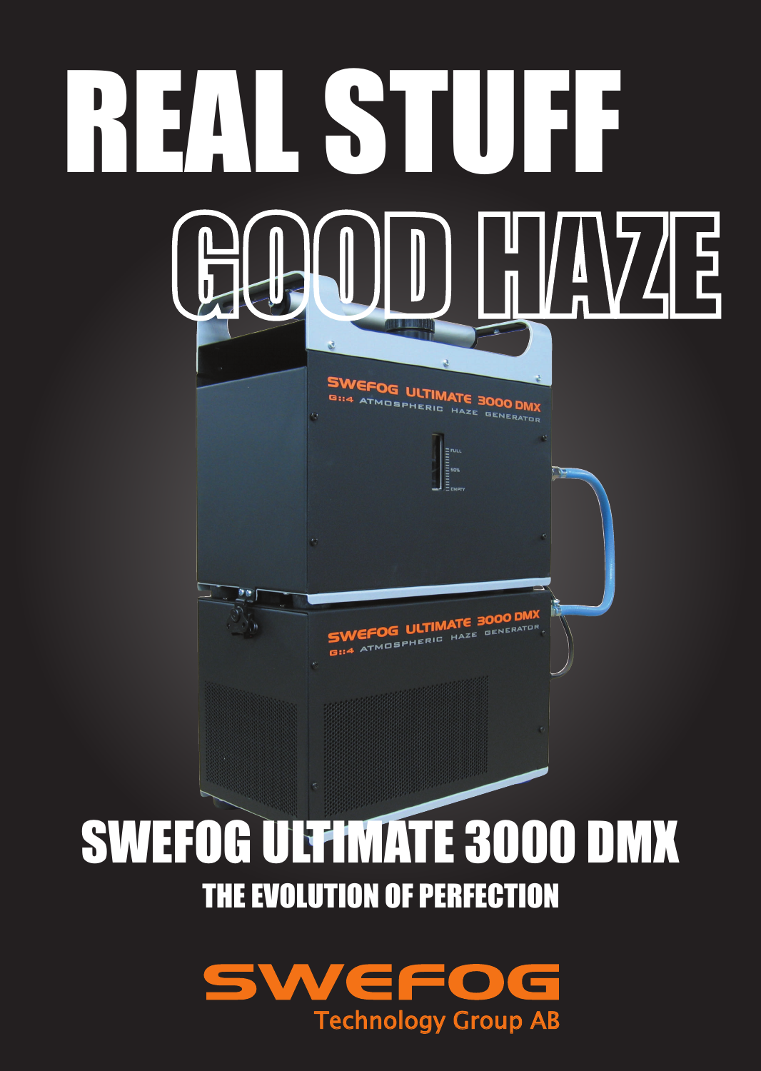# REAL STUFF

# GOOD HAZE

## SWEFOG ULTIMATE 3000 DMX

### THE EVOLUTION OF PERFECTION

SWEFOG

Technology Group AB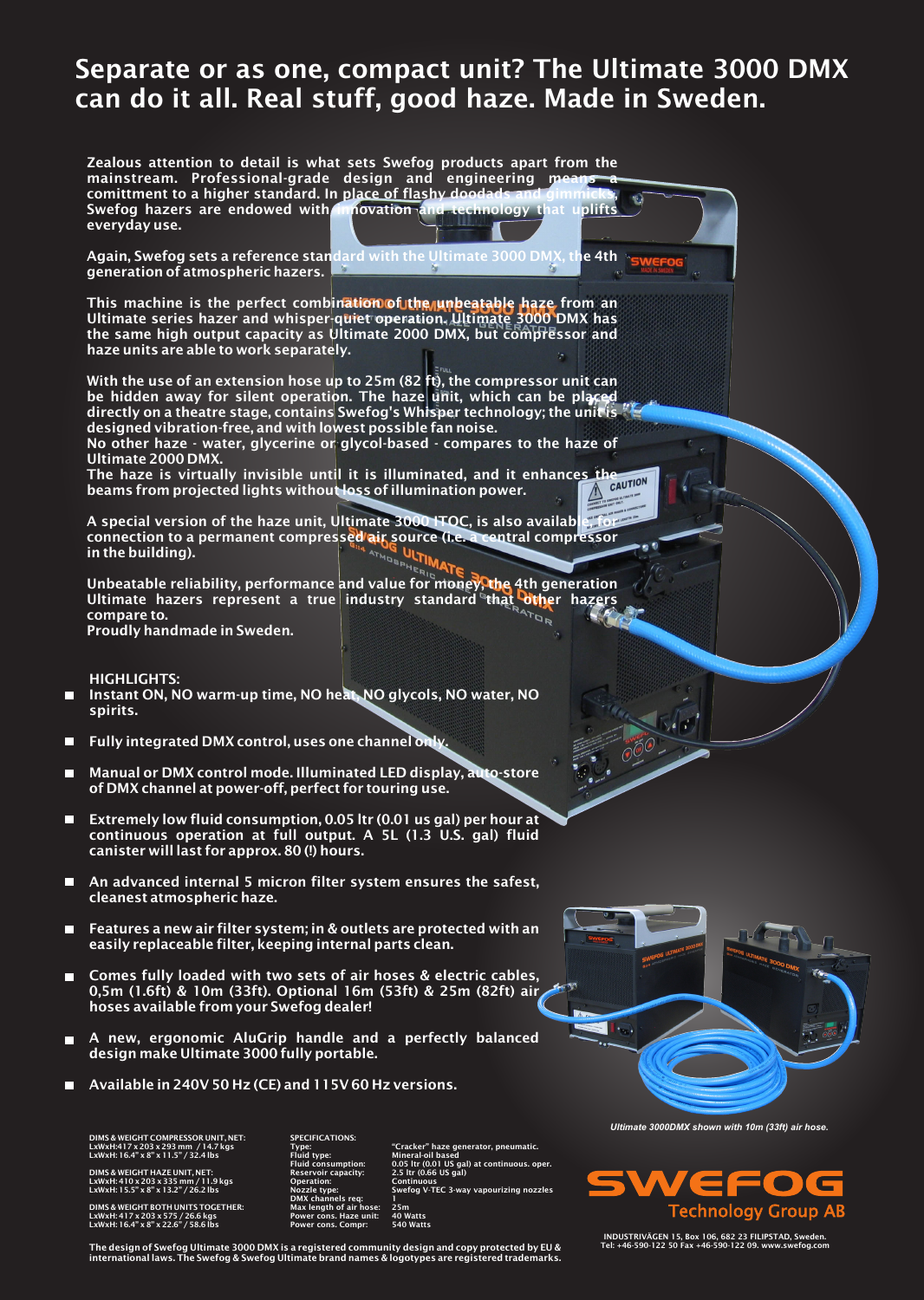# Separate or as one, compact unit? The Ultimate 3000 DMX can do it all. Real stuff, good haze. Made in Sweden.

**Zealous attention to detail is what sets Swefog products apart from the mainstream. Professional-grade design and engineering means a comittment to a higher standard. In place of flashy doodads and gimmicks, Swefog hazers are endowed with innovation and technology that uplifts everyday use.**

**Again, Swefog sets a reference standard with the Ultimate 3000 DMX, the 4th generation of atmospheric hazers.**

**This machine is the perfect combination of the unbeatable haze from an Ultimate series hazer and whisper-quiet operation. Ultimate 3000 DMX has the same high output capacity as Ultimate 2000 DMX, but compressor and haze units are able to work separately.**

**With the use of an extension hose up to 25m (82 ft), the compressor unit can be hidden away for silent operation. The haze unit, which can be placed directly on a theatre stage, contains Swefog's Whisper technology; the unit is designed vibration-free, and with lowest possible fan noise.**
**No other haze - water, glycerine or glycol-based - compares to the haze of Ultimate 2000 DMX.**
**The haze is virtually invisible until it is illuminated, and it enhances the beams from projected lights without loss of illumination power.**

**A special version of the haze unit, Ultimate 3000 ITOC, is also available, for connection to a permanent compressed air source (i.e. a central compressor in the building).**

**Unbeatable reliability, performance and value for money, the 4th generation Ultimate hazers represent a true industry standard that other hazers compare to.**
**Proudly handmade in Sweden.**

**HIGHLIGHTS:**

- **Instant ON, NO warm-up time, NO heat, NO glycols, NO water, NO spirits.**
- **Fully integrated DMX control, uses one channel only.**
- **Manual or DMX control mode. Illuminated LED display, auto-store of DMX channel at power-off, perfect for touring use.**
- **Extremely low fluid consumption, 0.05 ltr (0.01 us gal) per hour at continuous operation at full output. A 5L (1.3 U.S. gal) fluid canister will last for approx. 80 (!) hours.**
- **An advanced internal 5 micron filter system ensures the safest, cleanest atmospheric haze.**
- **Features a new air filter system; in & outlets are protected with an easily replaceable filter, keeping internal parts clean.**
- **Comes fully loaded with two sets of air hoses & electric cables, 0,5m (1.6ft) & 10m (33ft). Optional 16m (53ft) & 25m (82ft) air hoses available from your Swefog dealer!**
- **A new, ergonomic AluGrip handle and a perfectly balanced design make Ultimate 3000 fully portable.**
- **Available in 240V 50 Hz (CE) and 115V 60 Hz versions.**

*Ultimate 3000DMX shown with 10m (33ft) air hose.*

**DIMS & WEIGHT COMPRESSOR UNIT, NET:**
LxWxH:417 x 203 x 293 mm / 14.7 kgs
LxWxH: 16.4" x 8" x 11.5" / 32.4 lbs

**DIMS & WEIGHT HAZE UNIT, NET:**
LxWxH: 410 x 203 x 335 mm / 11.9 kgs
LxWxH: 15.5" x 8" x 13.2" / 26.2 lbs

**DIMS & WEIGHT BOTH UNITS TOGETHER:**
LxWxH: 417 x 203 x 575 / 26.6 kgs
LxWxH: 16.4" x 8" x 22.6" / 58.6 lbs

**SPECIFICATIONS:**

| | |
|---|---|
| Type: | "Cracker" haze generator, pneumatic. |
| Fluid type: | Mineral-oil based |
| Fluid consumption: | 0.05 ltr (0.01 US gal) at continuous. oper. |
| Reservoir capacity: | 2.5 ltr (0.66 US gal) |
| Operation: | Continuous |
| Nozzle type: | Swefog V-TEC 3-way vapourizing nozzles |
| DMX channels req: | 1 |
| Max length of air hose: | 25m |
| Power cons. Haze unit: | 40 Watts |
| Power cons. Compr: | 540 Watts |

The design of Swefog Ultimate 3000 DMX is a registered community design and copy protected by EU & international laws. The Swefog & Swefog Ultimate brand names & logotypes are registered trademarks.

**SWEFOG**
**Technology Group AB**

INDUSTRIVÄGEN 15, Box 106, 682 23 FILIPSTAD, Sweden.
Tel: +46-590-122 50 Fax +46-590-122 09. www.swefog.com